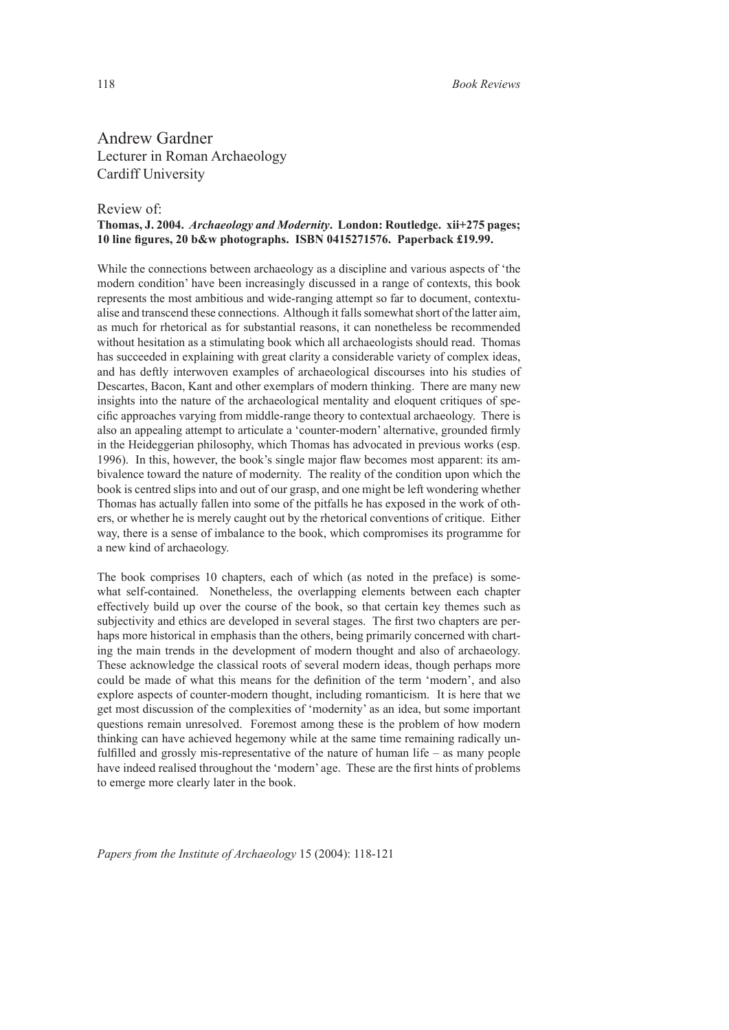## Andrew Gardner

Lecturer in Roman Archaeology
Cardiff University

Review of:
**Thomas, J. 2004. *Archaeology and Modernity*. London: Routledge. xii+275 pages; 10 line figures, 20 b&w photographs. ISBN 0415271576. Paperback £19.99.**

While the connections between archaeology as a discipline and various aspects of 'the modern condition' have been increasingly discussed in a range of contexts, this book represents the most ambitious and wide-ranging attempt so far to document, contextualise and transcend these connections. Although it falls somewhat short of the latter aim, as much for rhetorical as for substantial reasons, it can nonetheless be recommended without hesitation as a stimulating book which all archaeologists should read. Thomas has succeeded in explaining with great clarity a considerable variety of complex ideas, and has deftly interwoven examples of archaeological discourses into his studies of Descartes, Bacon, Kant and other exemplars of modern thinking. There are many new insights into the nature of the archaeological mentality and eloquent critiques of specific approaches varying from middle-range theory to contextual archaeology. There is also an appealing attempt to articulate a 'counter-modern' alternative, grounded firmly in the Heideggerian philosophy, which Thomas has advocated in previous works (esp. 1996). In this, however, the book's single major flaw becomes most apparent: its ambivalence toward the nature of modernity. The reality of the condition upon which the book is centred slips into and out of our grasp, and one might be left wondering whether Thomas has actually fallen into some of the pitfalls he has exposed in the work of others, or whether he is merely caught out by the rhetorical conventions of critique. Either way, there is a sense of imbalance to the book, which compromises its programme for a new kind of archaeology.

The book comprises 10 chapters, each of which (as noted in the preface) is somewhat self-contained. Nonetheless, the overlapping elements between each chapter effectively build up over the course of the book, so that certain key themes such as subjectivity and ethics are developed in several stages. The first two chapters are perhaps more historical in emphasis than the others, being primarily concerned with charting the main trends in the development of modern thought and also of archaeology. These acknowledge the classical roots of several modern ideas, though perhaps more could be made of what this means for the definition of the term 'modern', and also explore aspects of counter-modern thought, including romanticism. It is here that we get most discussion of the complexities of 'modernity' as an idea, but some important questions remain unresolved. Foremost among these is the problem of how modern thinking can have achieved hegemony while at the same time remaining radically unfulfilled and grossly mis-representative of the nature of human life – as many people have indeed realised throughout the 'modern' age. These are the first hints of problems to emerge more clearly later in the book.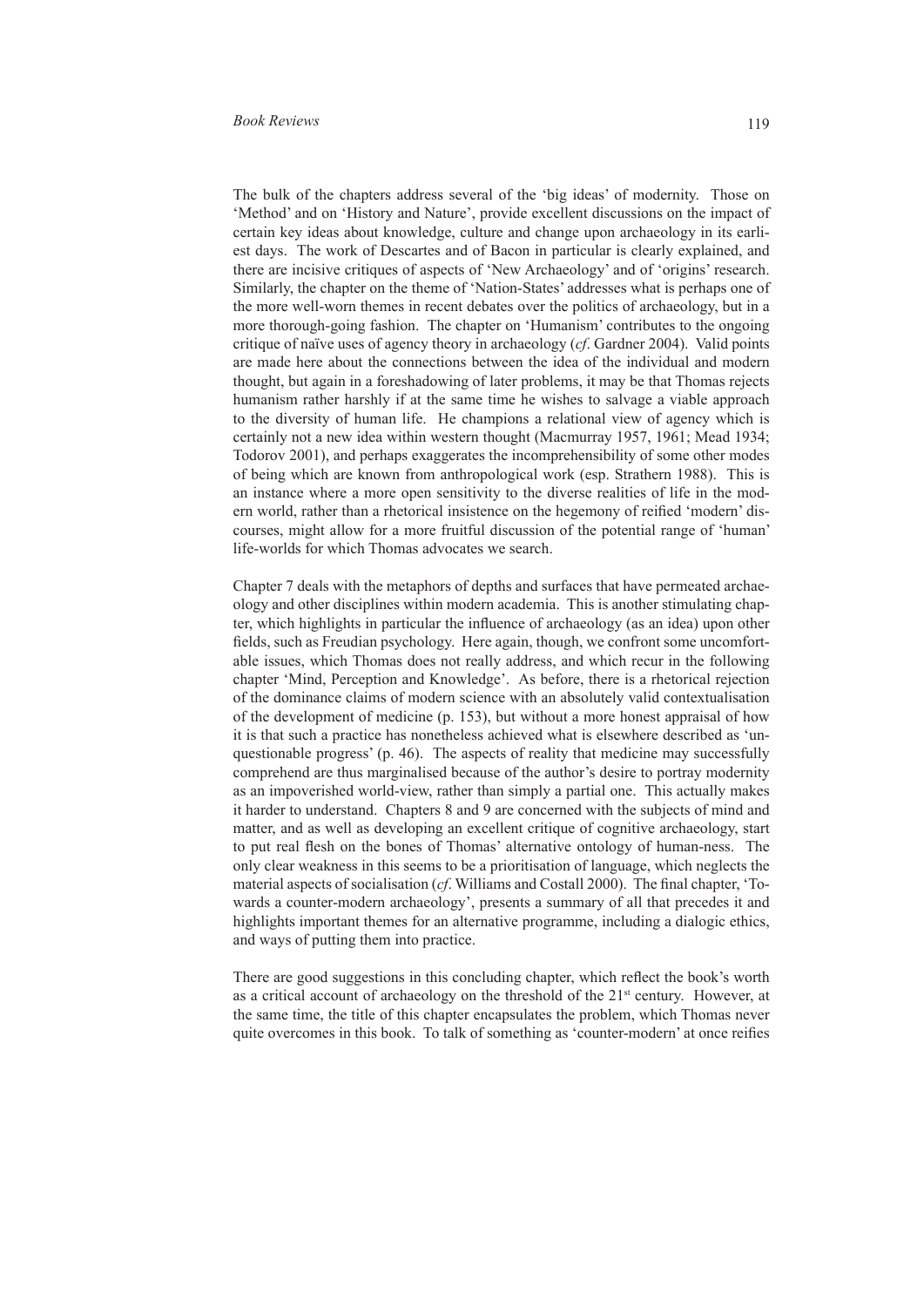The bulk of the chapters address several of the 'big ideas' of modernity. Those on 'Method' and on 'History and Nature', provide excellent discussions on the impact of certain key ideas about knowledge, culture and change upon archaeology in its earliest days. The work of Descartes and of Bacon in particular is clearly explained, and there are incisive critiques of aspects of 'New Archaeology' and of 'origins' research. Similarly, the chapter on the theme of 'Nation-States' addresses what is perhaps one of the more well-worn themes in recent debates over the politics of archaeology, but in a more thorough-going fashion. The chapter on 'Humanism' contributes to the ongoing critique of naïve uses of agency theory in archaeology (*cf*. Gardner 2004). Valid points are made here about the connections between the idea of the individual and modern thought, but again in a foreshadowing of later problems, it may be that Thomas rejects humanism rather harshly if at the same time he wishes to salvage a viable approach to the diversity of human life. He champions a relational view of agency which is certainly not a new idea within western thought (Macmurray 1957, 1961; Mead 1934; Todorov 2001), and perhaps exaggerates the incomprehensibility of some other modes of being which are known from anthropological work (esp. Strathern 1988). This is an instance where a more open sensitivity to the diverse realities of life in the modern world, rather than a rhetorical insistence on the hegemony of reified 'modern' discourses, might allow for a more fruitful discussion of the potential range of 'human' life-worlds for which Thomas advocates we search.

Chapter 7 deals with the metaphors of depths and surfaces that have permeated archaeology and other disciplines within modern academia. This is another stimulating chapter, which highlights in particular the influence of archaeology (as an idea) upon other fields, such as Freudian psychology. Here again, though, we confront some uncomfortable issues, which Thomas does not really address, and which recur in the following chapter 'Mind, Perception and Knowledge'. As before, there is a rhetorical rejection of the dominance claims of modern science with an absolutely valid contextualisation of the development of medicine (p. 153), but without a more honest appraisal of how it is that such a practice has nonetheless achieved what is elsewhere described as 'unquestionable progress' (p. 46). The aspects of reality that medicine may successfully comprehend are thus marginalised because of the author's desire to portray modernity as an impoverished world-view, rather than simply a partial one. This actually makes it harder to understand. Chapters 8 and 9 are concerned with the subjects of mind and matter, and as well as developing an excellent critique of cognitive archaeology, start to put real flesh on the bones of Thomas' alternative ontology of human-ness. The only clear weakness in this seems to be a prioritisation of language, which neglects the material aspects of socialisation (*cf*. Williams and Costall 2000). The final chapter, 'Towards a counter-modern archaeology', presents a summary of all that precedes it and highlights important themes for an alternative programme, including a dialogic ethics, and ways of putting them into practice.

There are good suggestions in this concluding chapter, which reflect the book's worth as a critical account of archaeology on the threshold of the 21st century. However, at the same time, the title of this chapter encapsulates the problem, which Thomas never quite overcomes in this book. To talk of something as 'counter-modern' at once reifies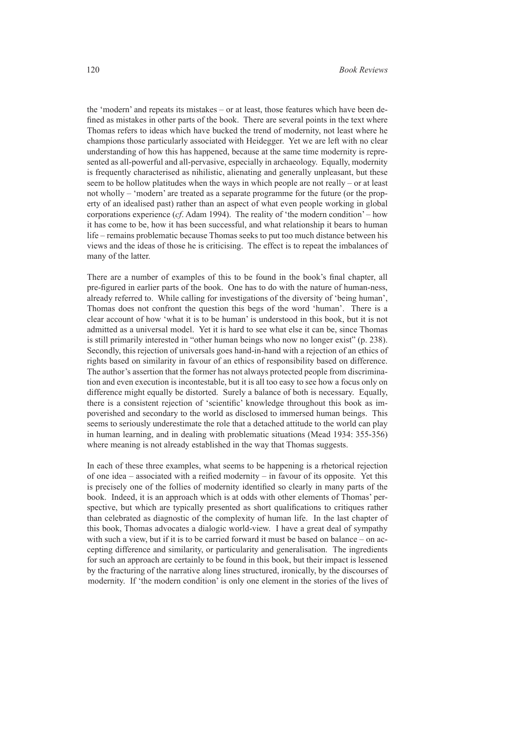the 'modern' and repeats its mistakes – or at least, those features which have been defined as mistakes in other parts of the book. There are several points in the text where Thomas refers to ideas which have bucked the trend of modernity, not least where he champions those particularly associated with Heidegger. Yet we are left with no clear understanding of how this has happened, because at the same time modernity is represented as all-powerful and all-pervasive, especially in archaeology. Equally, modernity is frequently characterised as nihilistic, alienating and generally unpleasant, but these seem to be hollow platitudes when the ways in which people are not really – or at least not wholly – 'modern' are treated as a separate programme for the future (or the property of an idealised past) rather than an aspect of what even people working in global corporations experience (*cf*. Adam 1994). The reality of 'the modern condition' – how it has come to be, how it has been successful, and what relationship it bears to human life – remains problematic because Thomas seeks to put too much distance between his views and the ideas of those he is criticising. The effect is to repeat the imbalances of many of the latter.

There are a number of examples of this to be found in the book's final chapter, all pre-figured in earlier parts of the book. One has to do with the nature of human-ness, already referred to. While calling for investigations of the diversity of 'being human', Thomas does not confront the question this begs of the word 'human'. There is a clear account of how 'what it is to be human' is understood in this book, but it is not admitted as a universal model. Yet it is hard to see what else it can be, since Thomas is still primarily interested in "other human beings who now no longer exist" (p. 238). Secondly, this rejection of universals goes hand-in-hand with a rejection of an ethics of rights based on similarity in favour of an ethics of responsibility based on difference. The author's assertion that the former has not always protected people from discrimination and even execution is incontestable, but it is all too easy to see how a focus only on difference might equally be distorted. Surely a balance of both is necessary. Equally, there is a consistent rejection of 'scientific' knowledge throughout this book as impoverished and secondary to the world as disclosed to immersed human beings. This seems to seriously underestimate the role that a detached attitude to the world can play in human learning, and in dealing with problematic situations (Mead 1934: 355-356) where meaning is not already established in the way that Thomas suggests.

In each of these three examples, what seems to be happening is a rhetorical rejection of one idea – associated with a reified modernity – in favour of its opposite. Yet this is precisely one of the follies of modernity identified so clearly in many parts of the book. Indeed, it is an approach which is at odds with other elements of Thomas' perspective, but which are typically presented as short qualifications to critiques rather than celebrated as diagnostic of the complexity of human life. In the last chapter of this book, Thomas advocates a dialogic world-view. I have a great deal of sympathy with such a view, but if it is to be carried forward it must be based on balance – on accepting difference and similarity, or particularity and generalisation. The ingredients for such an approach are certainly to be found in this book, but their impact is lessened by the fracturing of the narrative along lines structured, ironically, by the discourses of modernity. If 'the modern condition' is only one element in the stories of the lives of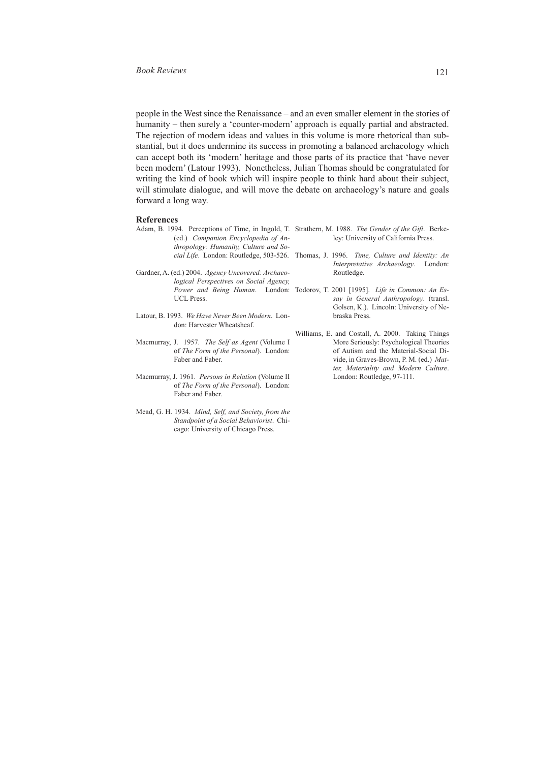people in the West since the Renaissance – and an even smaller element in the stories of humanity – then surely a 'counter-modern' approach is equally partial and abstracted. The rejection of modern ideas and values in this volume is more rhetorical than substantial, but it does undermine its success in promoting a balanced archaeology which can accept both its 'modern' heritage and those parts of its practice that 'have never been modern' (Latour 1993). Nonetheless, Julian Thomas should be congratulated for writing the kind of book which will inspire people to think hard about their subject, will stimulate dialogue, and will move the debate on archaeology's nature and goals forward a long way.

**References**

Adam, B. 1994. Perceptions of Time, in Ingold, T. (ed.) *Companion Encyclopedia of Anthropology: Humanity, Culture and Social Life*. London: Routledge, 503-526.

Gardner, A. (ed.) 2004. *Agency Uncovered: Archaeological Perspectives on Social Agency, Power and Being Human*. London: UCL Press.

Latour, B. 1993. *We Have Never Been Modern*. London: Harvester Wheatsheaf.

Macmurray, J. 1957. *The Self as Agent* (Volume I of *The Form of the Personal*). London: Faber and Faber.

Macmurray, J. 1961. *Persons in Relation* (Volume II of *The Form of the Personal*). London: Faber and Faber.

Mead, G. H. 1934. *Mind, Self, and Society, from the Standpoint of a Social Behaviorist*. Chicago: University of Chicago Press.

Strathern, M. 1988. *The Gender of the Gift*. Berkeley: University of California Press.

Thomas, J. 1996. *Time, Culture and Identity: An Interpretative Archaeology*. London: Routledge.

Todorov, T. 2001 [1995]. *Life in Common: An Essay in General Anthropology*. (transl. Golsen, K.). Lincoln: University of Nebraska Press.

Williams, E. and Costall, A. 2000. Taking Things More Seriously: Psychological Theories of Autism and the Material-Social Divide, in Graves-Brown, P. M. (ed.) *Matter, Materiality and Modern Culture*. London: Routledge, 97-111.